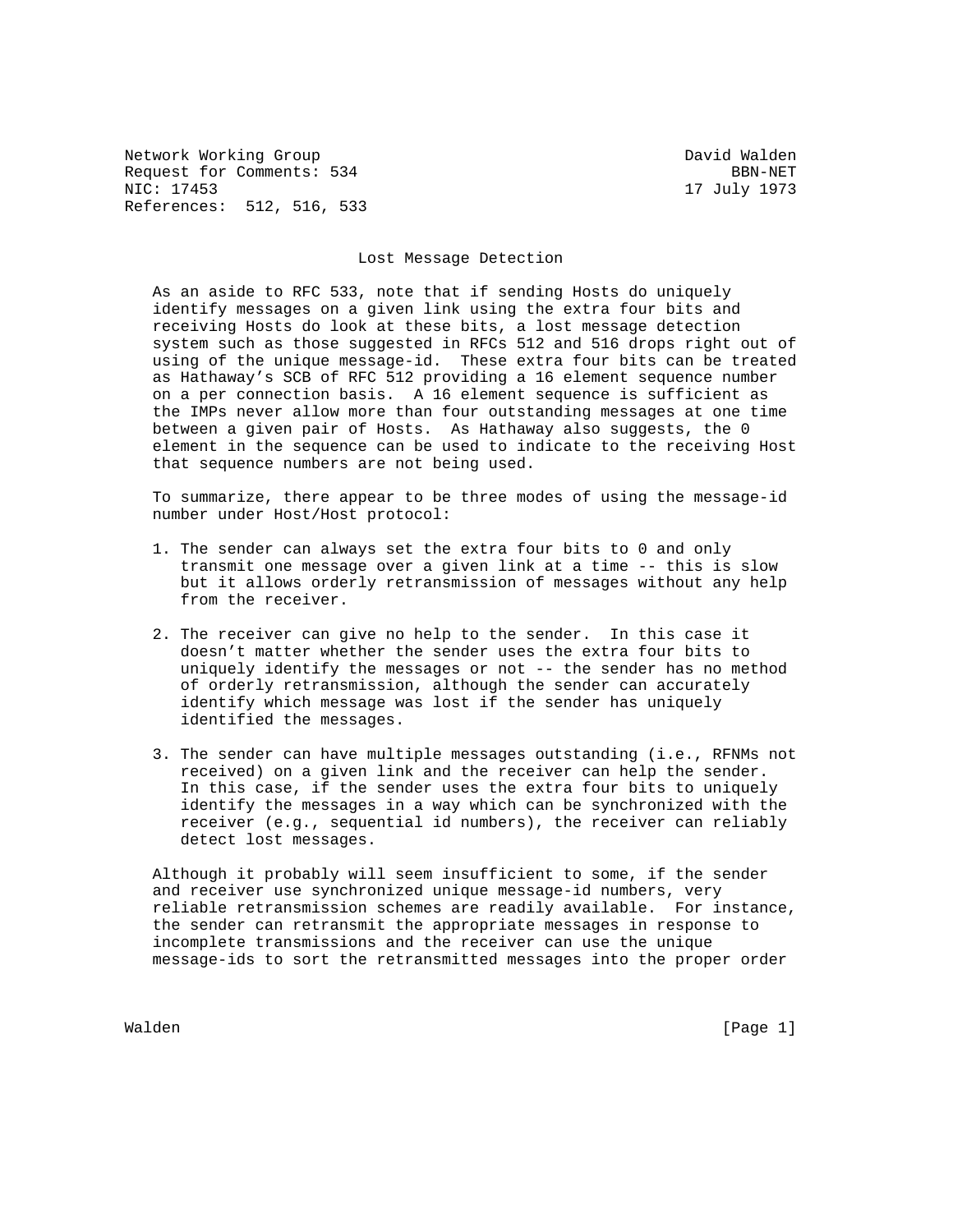Network Working Group David Walden
Request for Comments: 534 BBN-NET
NIC: 17453 17 July 1973
References: 512, 516, 533

# Lost Message Detection

As an aside to RFC 533, note that if sending Hosts do uniquely identify messages on a given link using the extra four bits and receiving Hosts do look at these bits, a lost message detection system such as those suggested in RFCs 512 and 516 drops right out of using of the unique message-id. These extra four bits can be treated as Hathaway's SCB of RFC 512 providing a 16 element sequence number on a per connection basis. A 16 element sequence is sufficient as the IMPs never allow more than four outstanding messages at one time between a given pair of Hosts. As Hathaway also suggests, the 0 element in the sequence can be used to indicate to the receiving Host that sequence numbers are not being used.

To summarize, there appear to be three modes of using the message-id number under Host/Host protocol:

1. The sender can always set the extra four bits to 0 and only transmit one message over a given link at a time -- this is slow but it allows orderly retransmission of messages without any help from the receiver.

2. The receiver can give no help to the sender. In this case it doesn't matter whether the sender uses the extra four bits to uniquely identify the messages or not -- the sender has no method of orderly retransmission, although the sender can accurately identify which message was lost if the sender has uniquely identified the messages.

3. The sender can have multiple messages outstanding (i.e., RFNMs not received) on a given link and the receiver can help the sender. In this case, if the sender uses the extra four bits to uniquely identify the messages in a way which can be synchronized with the receiver (e.g., sequential id numbers), the receiver can reliably detect lost messages.

Although it probably will seem insufficient to some, if the sender and receiver use synchronized unique message-id numbers, very reliable retransmission schemes are readily available. For instance, the sender can retransmit the appropriate messages in response to incomplete transmissions and the receiver can use the unique message-ids to sort the retransmitted messages into the proper order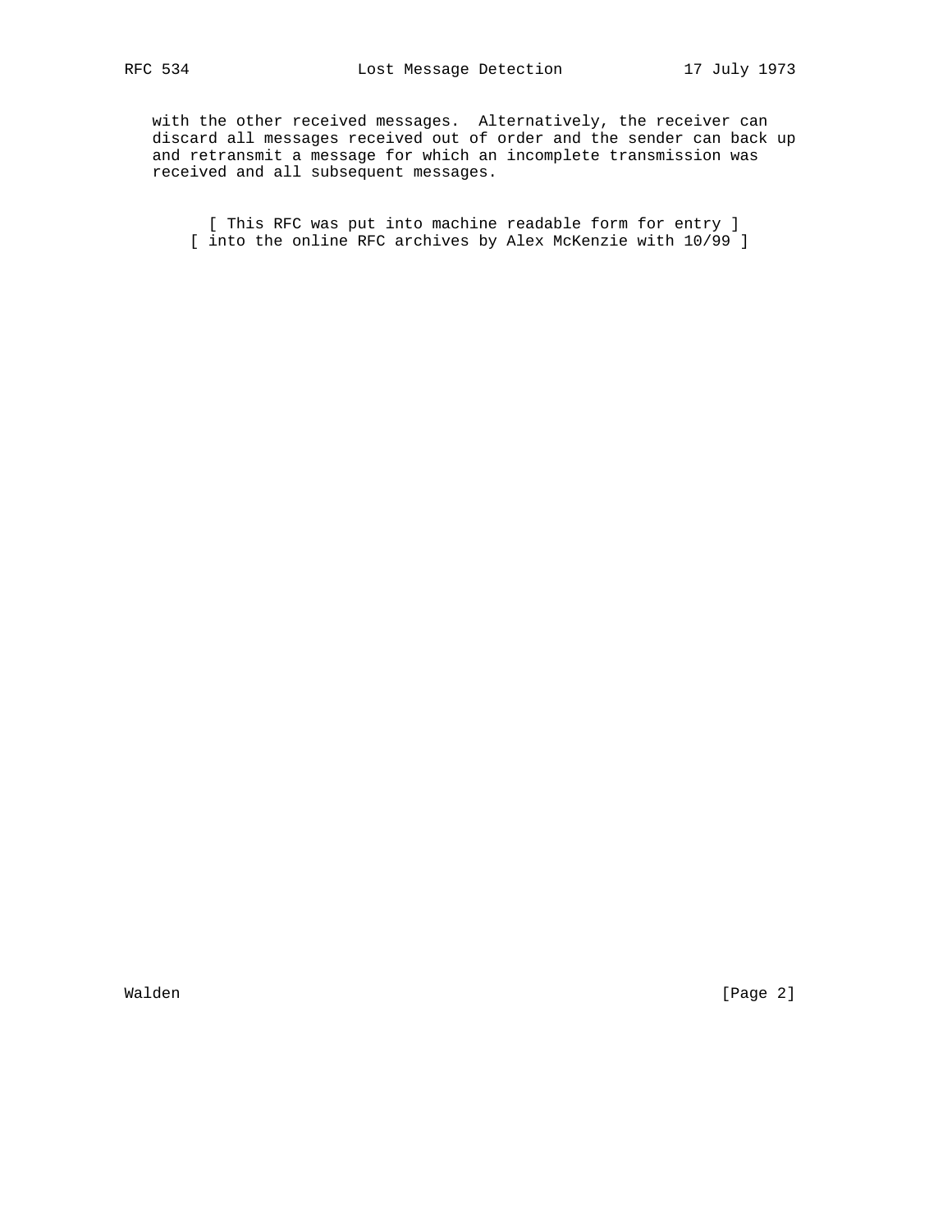with the other received messages. Alternatively, the receiver can discard all messages received out of order and the sender can back up and retransmit a message for which an incomplete transmission was received and all subsequent messages.

[ This RFC was put into machine readable form for entry ]
[ into the online RFC archives by Alex McKenzie with 10/99 ]